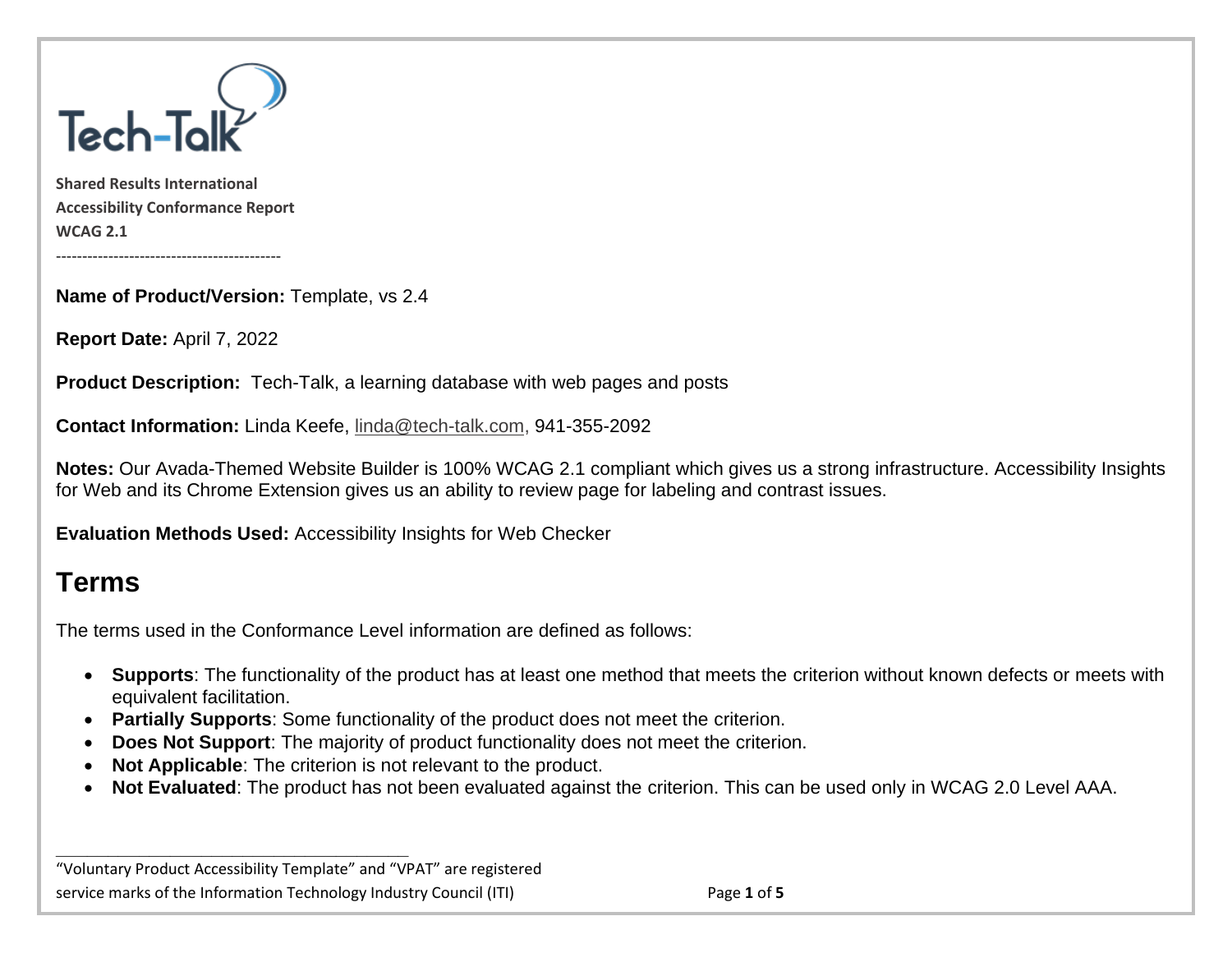Tech-Talk

**Shared Results International**
**Accessibility Conformance Report**
**WCAG 2.1**

-------------------------------------------

**Name of Product/Version:** Template, vs 2.4

**Report Date:** April 7, 2022

**Product Description:** Tech-Talk, a learning database with web pages and posts

**Contact Information:** Linda Keefe, linda@tech-talk.com, 941-355-2092

**Notes:** Our Avada-Themed Website Builder is 100% WCAG 2.1 compliant which gives us a strong infrastructure. Accessibility Insights for Web and its Chrome Extension gives us an ability to review page for labeling and contrast issues.

**Evaluation Methods Used:** Accessibility Insights for Web Checker

# Terms

The terms used in the Conformance Level information are defined as follows:

- **Supports**: The functionality of the product has at least one method that meets the criterion without known defects or meets with equivalent facilitation.
- **Partially Supports**: Some functionality of the product does not meet the criterion.
- **Does Not Support**: The majority of product functionality does not meet the criterion.
- **Not Applicable**: The criterion is not relevant to the product.
- **Not Evaluated**: The product has not been evaluated against the criterion. This can be used only in WCAG 2.0 Level AAA.

---

"Voluntary Product Accessibility Template" and "VPAT" are registered service marks of the Information Technology Industry Council (ITI)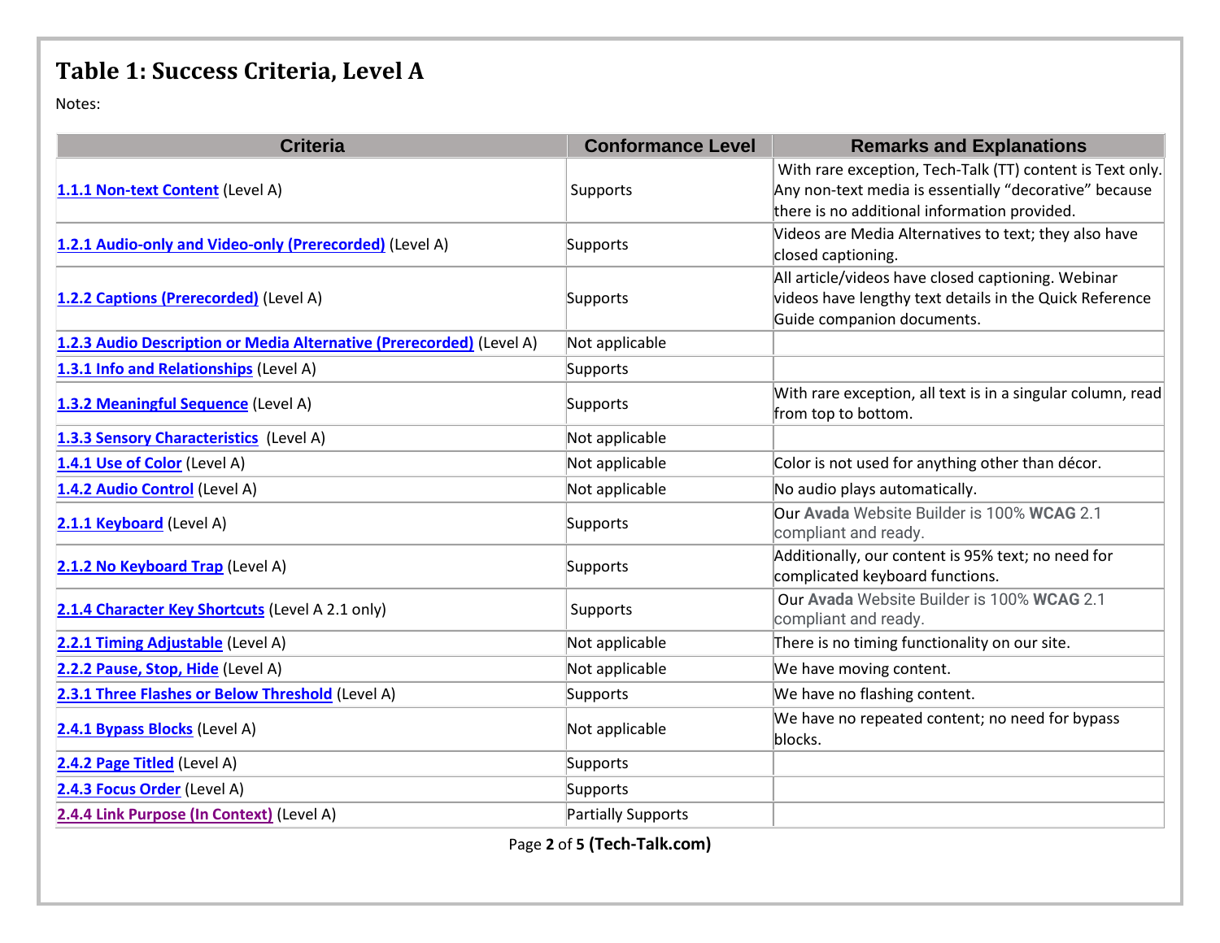# Table 1: Success Criteria, Level A

Notes:

| Criteria | Conformance Level | Remarks and Explanations |
|---|---|---|
| **1.1.1 Non-text Content** (Level A) | Supports | With rare exception, Tech-Talk (TT) content is Text only. Any non-text media is essentially "decorative" because there is no additional information provided. |
| **1.2.1 Audio-only and Video-only (Prerecorded)** (Level A) | Supports | Videos are Media Alternatives to text; they also have closed captioning. |
| **1.2.2 Captions (Prerecorded)** (Level A) | Supports | All article/videos have closed captioning. Webinar videos have lengthy text details in the Quick Reference Guide companion documents. |
| **1.2.3 Audio Description or Media Alternative (Prerecorded)** (Level A) | Not applicable | |
| **1.3.1 Info and Relationships** (Level A) | Supports | |
| **1.3.2 Meaningful Sequence** (Level A) | Supports | With rare exception, all text is in a singular column, read from top to bottom. |
| **1.3.3 Sensory Characteristics** (Level A) | Not applicable | |
| **1.4.1 Use of Color** (Level A) | Not applicable | Color is not used for anything other than décor. |
| **1.4.2 Audio Control** (Level A) | Not applicable | No audio plays automatically. |
| **2.1.1 Keyboard** (Level A) | Supports | Our **Avada** Website Builder is 100% **WCAG** 2.1 compliant and ready. |
| **2.1.2 No Keyboard Trap** (Level A) | Supports | Additionally, our content is 95% text; no need for complicated keyboard functions. |
| **2.1.4 Character Key Shortcuts** (Level A 2.1 only) | Supports | Our **Avada** Website Builder is 100% **WCAG** 2.1 compliant and ready. |
| **2.2.1 Timing Adjustable** (Level A) | Not applicable | There is no timing functionality on our site. |
| **2.2.2 Pause, Stop, Hide** (Level A) | Not applicable | We have moving content. |
| **2.3.1 Three Flashes or Below Threshold** (Level A) | Supports | We have no flashing content. |
| **2.4.1 Bypass Blocks** (Level A) | Not applicable | We have no repeated content; no need for bypass blocks. |
| **2.4.2 Page Titled** (Level A) | Supports | |
| **2.4.3 Focus Order** (Level A) | Supports | |
| **2.4.4 Link Purpose (In Context)** (Level A) | Partially Supports | |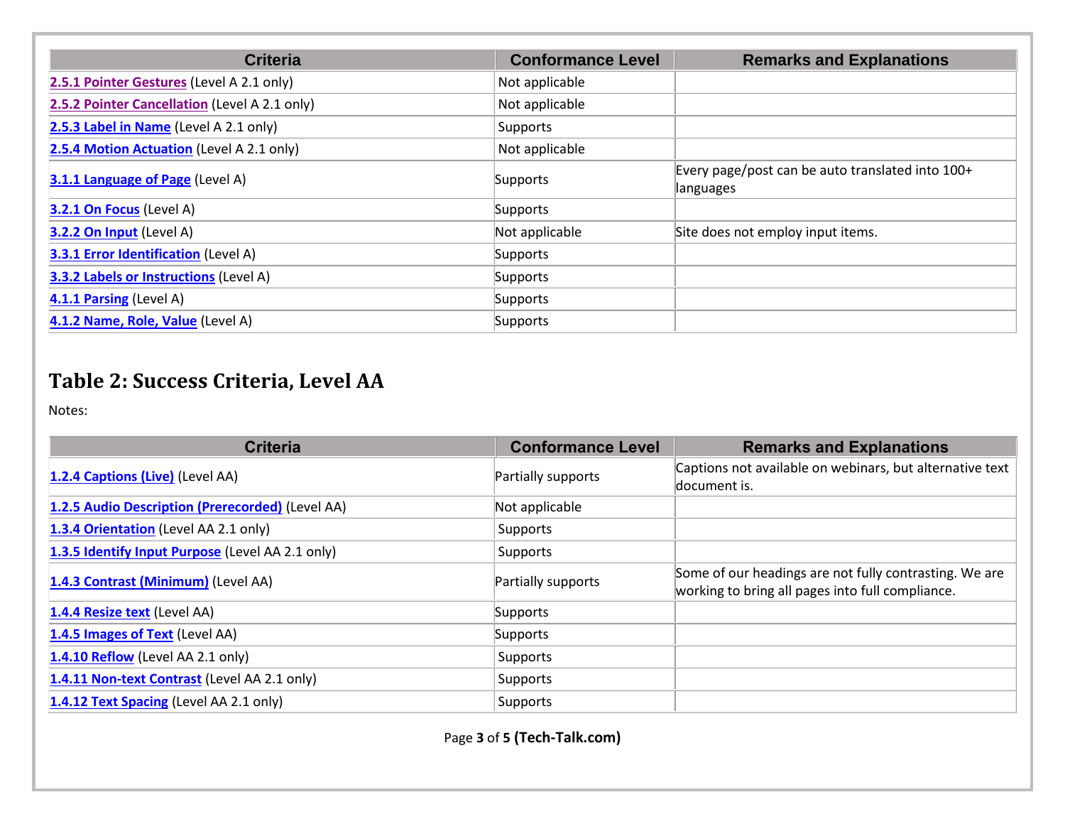| Criteria | Conformance Level | Remarks and Explanations |
|---|---|---|
| 2.5.1 Pointer Gestures (Level A 2.1 only) | Not applicable | |
| 2.5.2 Pointer Cancellation (Level A 2.1 only) | Not applicable | |
| 2.5.3 Label in Name (Level A 2.1 only) | Supports | |
| 2.5.4 Motion Actuation (Level A 2.1 only) | Not applicable | |
| 3.1.1 Language of Page (Level A) | Supports | Every page/post can be auto translated into 100+ languages |
| 3.2.1 On Focus (Level A) | Supports | |
| 3.2.2 On Input (Level A) | Not applicable | Site does not employ input items. |
| 3.3.1 Error Identification (Level A) | Supports | |
| 3.3.2 Labels or Instructions (Level A) | Supports | |
| 4.1.1 Parsing (Level A) | Supports | |
| 4.1.2 Name, Role, Value (Level A) | Supports | |

## Table 2: Success Criteria, Level AA

Notes:

| Criteria | Conformance Level | Remarks and Explanations |
|---|---|---|
| 1.2.4 Captions (Live) (Level AA) | Partially supports | Captions not available on webinars, but alternative text document is. |
| 1.2.5 Audio Description (Prerecorded) (Level AA) | Not applicable | |
| 1.3.4 Orientation (Level AA 2.1 only) | Supports | |
| 1.3.5 Identify Input Purpose (Level AA 2.1 only) | Supports | |
| 1.4.3 Contrast (Minimum) (Level AA) | Partially supports | Some of our headings are not fully contrasting. We are working to bring all pages into full compliance. |
| 1.4.4 Resize text (Level AA) | Supports | |
| 1.4.5 Images of Text (Level AA) | Supports | |
| 1.4.10 Reflow (Level AA 2.1 only) | Supports | |
| 1.4.11 Non-text Contrast (Level AA 2.1 only) | Supports | |
| 1.4.12 Text Spacing (Level AA 2.1 only) | Supports | |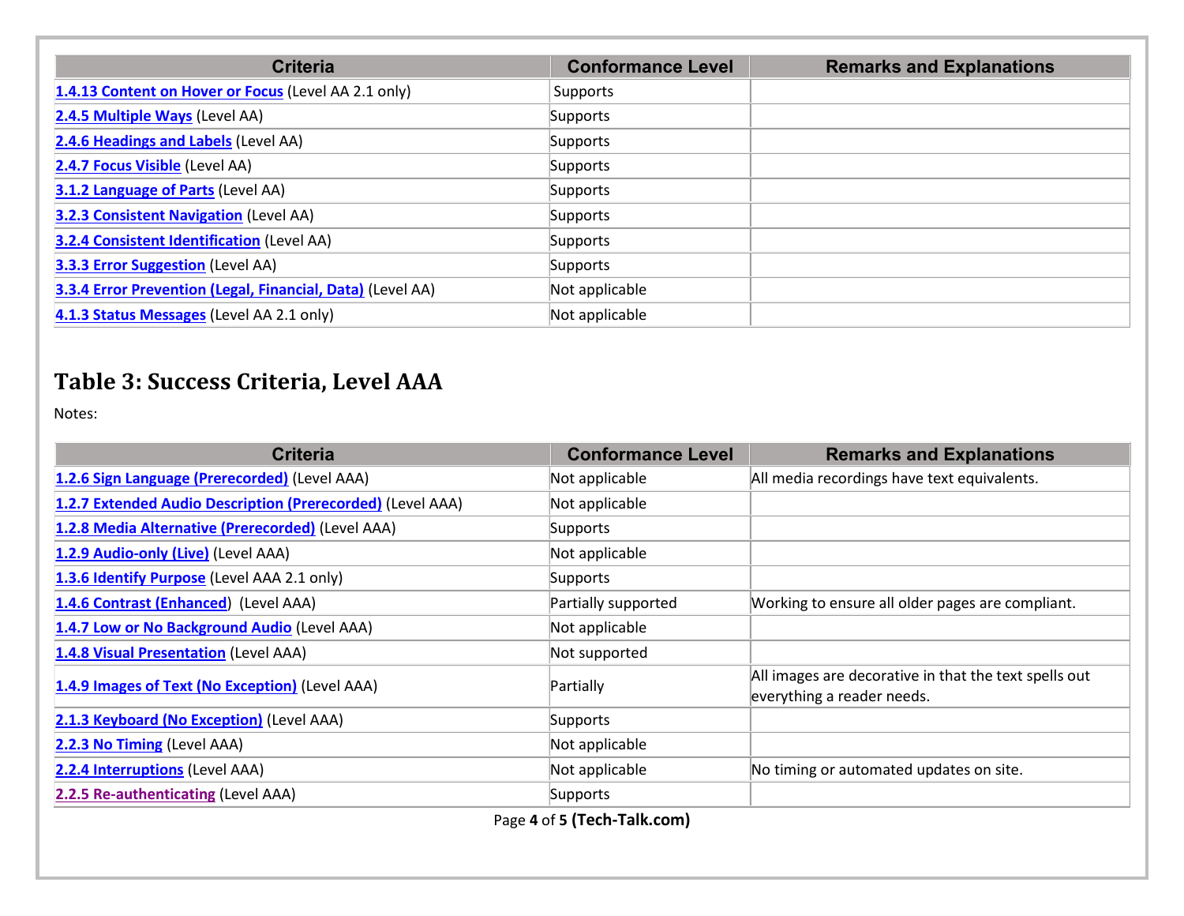| Criteria | Conformance Level | Remarks and Explanations |
|---|---|---|
| 1.4.13 Content on Hover or Focus (Level AA 2.1 only) | Supports | |
| 2.4.5 Multiple Ways (Level AA) | Supports | |
| 2.4.6 Headings and Labels (Level AA) | Supports | |
| 2.4.7 Focus Visible (Level AA) | Supports | |
| 3.1.2 Language of Parts (Level AA) | Supports | |
| 3.2.3 Consistent Navigation (Level AA) | Supports | |
| 3.2.4 Consistent Identification (Level AA) | Supports | |
| 3.3.3 Error Suggestion (Level AA) | Supports | |
| 3.3.4 Error Prevention (Legal, Financial, Data) (Level AA) | Not applicable | |
| 4.1.3 Status Messages (Level AA 2.1 only) | Not applicable | |

## Table 3: Success Criteria, Level AAA

Notes:

| Criteria | Conformance Level | Remarks and Explanations |
|---|---|---|
| 1.2.6 Sign Language (Prerecorded) (Level AAA) | Not applicable | All media recordings have text equivalents. |
| 1.2.7 Extended Audio Description (Prerecorded) (Level AAA) | Not applicable | |
| 1.2.8 Media Alternative (Prerecorded) (Level AAA) | Supports | |
| 1.2.9 Audio-only (Live) (Level AAA) | Not applicable | |
| 1.3.6 Identify Purpose (Level AAA 2.1 only) | Supports | |
| 1.4.6 Contrast (Enhanced) (Level AAA) | Partially supported | Working to ensure all older pages are compliant. |
| 1.4.7 Low or No Background Audio (Level AAA) | Not applicable | |
| 1.4.8 Visual Presentation (Level AAA) | Not supported | |
| 1.4.9 Images of Text (No Exception) (Level AAA) | Partially | All images are decorative in that the text spells out everything a reader needs. |
| 2.1.3 Keyboard (No Exception) (Level AAA) | Supports | |
| 2.2.3 No Timing (Level AAA) | Not applicable | |
| 2.2.4 Interruptions (Level AAA) | Not applicable | No timing or automated updates on site. |
| 2.2.5 Re-authenticating (Level AAA) | Supports | |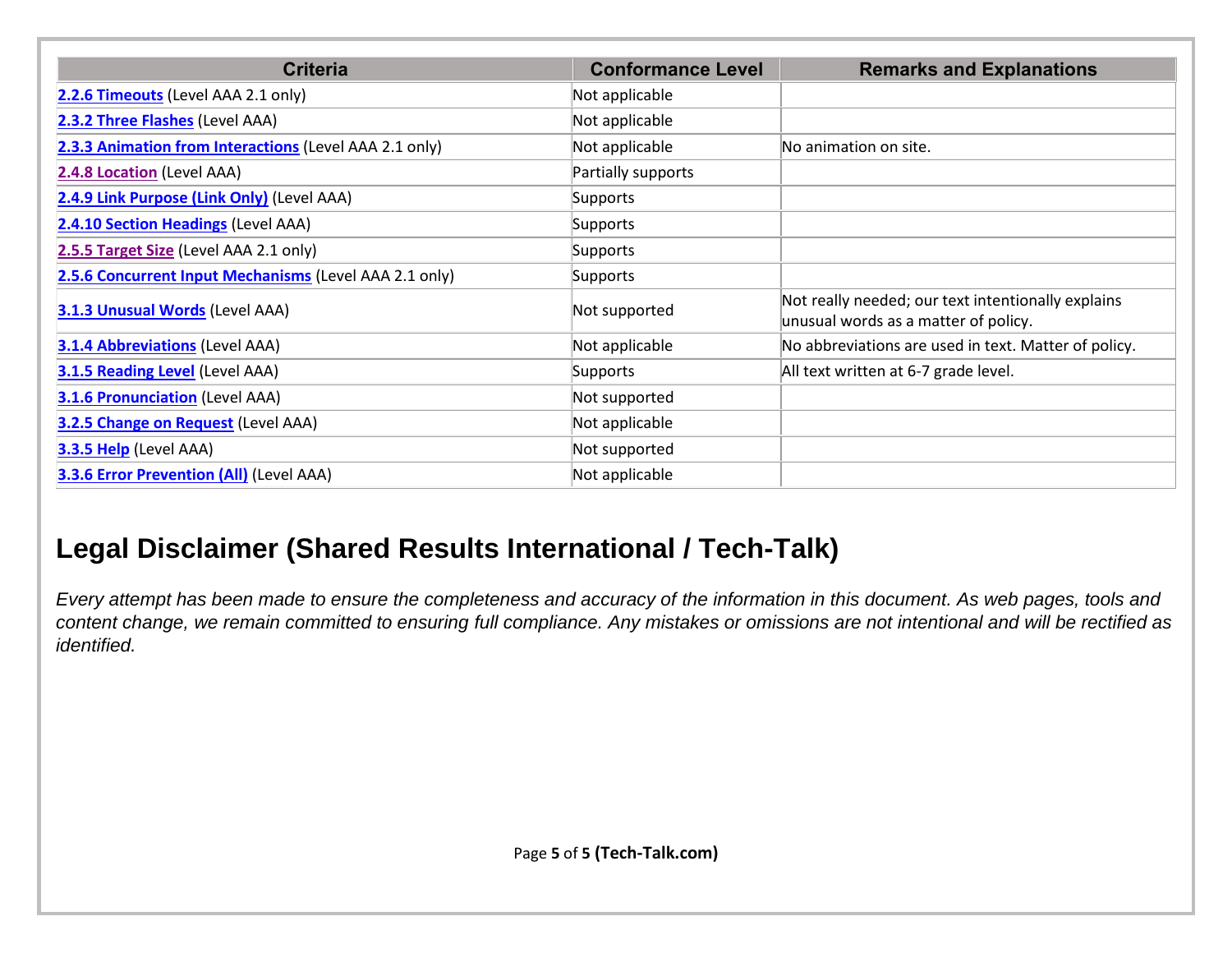| Criteria | Conformance Level | Remarks and Explanations |
|---|---|---|
| **2.2.6 Timeouts** (Level AAA 2.1 only) | Not applicable | |
| **2.3.2 Three Flashes** (Level AAA) | Not applicable | |
| **2.3.3 Animation from Interactions** (Level AAA 2.1 only) | Not applicable | No animation on site. |
| **2.4.8 Location** (Level AAA) | Partially supports | |
| **2.4.9 Link Purpose (Link Only)** (Level AAA) | Supports | |
| **2.4.10 Section Headings** (Level AAA) | Supports | |
| **2.5.5 Target Size** (Level AAA 2.1 only) | Supports | |
| **2.5.6 Concurrent Input Mechanisms** (Level AAA 2.1 only) | Supports | |
| **3.1.3 Unusual Words** (Level AAA) | Not supported | Not really needed; our text intentionally explains unusual words as a matter of policy. |
| **3.1.4 Abbreviations** (Level AAA) | Not applicable | No abbreviations are used in text. Matter of policy. |
| **3.1.5 Reading Level** (Level AAA) | Supports | All text written at 6-7 grade level. |
| **3.1.6 Pronunciation** (Level AAA) | Not supported | |
| **3.2.5 Change on Request** (Level AAA) | Not applicable | |
| **3.3.5 Help** (Level AAA) | Not supported | |
| **3.3.6 Error Prevention (All)** (Level AAA) | Not applicable | |

## Legal Disclaimer (Shared Results International / Tech-Talk)

*Every attempt has been made to ensure the completeness and accuracy of the information in this document. As web pages, tools and content change, we remain committed to ensuring full compliance. Any mistakes or omissions are not intentional and will be rectified as identified.*